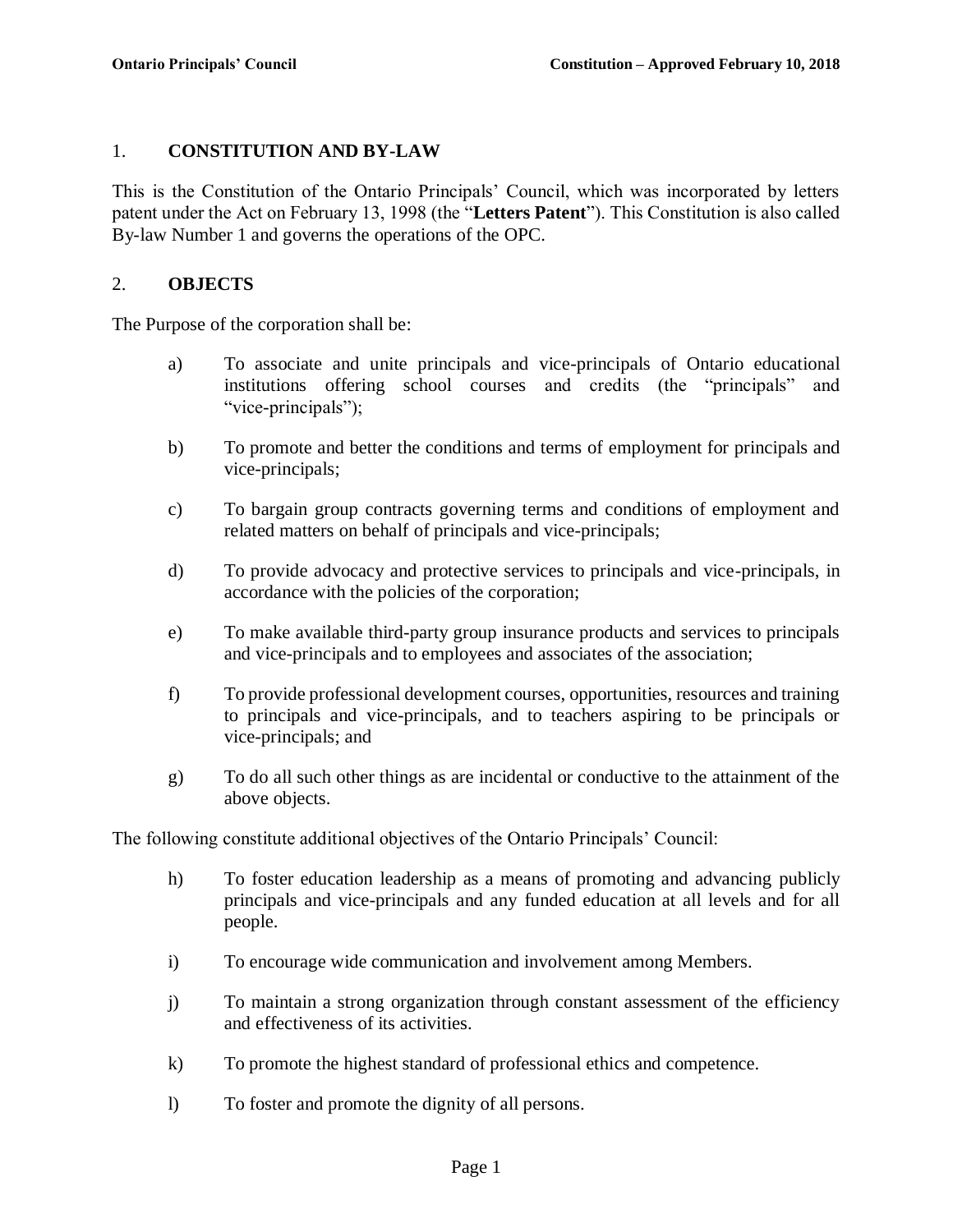## 1. CONSTITUTION AND BY-LAW

This is the Constitution of the Ontario Principals' Council, which was incorporated by letters patent under the Act on February 13, 1998 (the "**Letters Patent**"). This Constitution is also called By-law Number 1 and governs the operations of the OPC.

## 2. OBJECTS

The Purpose of the corporation shall be:

a) To associate and unite principals and vice-principals of Ontario educational institutions offering school courses and credits (the "principals" and "vice-principals");

b) To promote and better the conditions and terms of employment for principals and vice-principals;

c) To bargain group contracts governing terms and conditions of employment and related matters on behalf of principals and vice-principals;

d) To provide advocacy and protective services to principals and vice-principals, in accordance with the policies of the corporation;

e) To make available third-party group insurance products and services to principals and vice-principals and to employees and associates of the association;

f) To provide professional development courses, opportunities, resources and training to principals and vice-principals, and to teachers aspiring to be principals or vice-principals; and

g) To do all such other things as are incidental or conductive to the attainment of the above objects.

The following constitute additional objectives of the Ontario Principals' Council:

h) To foster education leadership as a means of promoting and advancing publicly principals and vice-principals and any funded education at all levels and for all people.

i) To encourage wide communication and involvement among Members.

j) To maintain a strong organization through constant assessment of the efficiency and effectiveness of its activities.

k) To promote the highest standard of professional ethics and competence.

l) To foster and promote the dignity of all persons.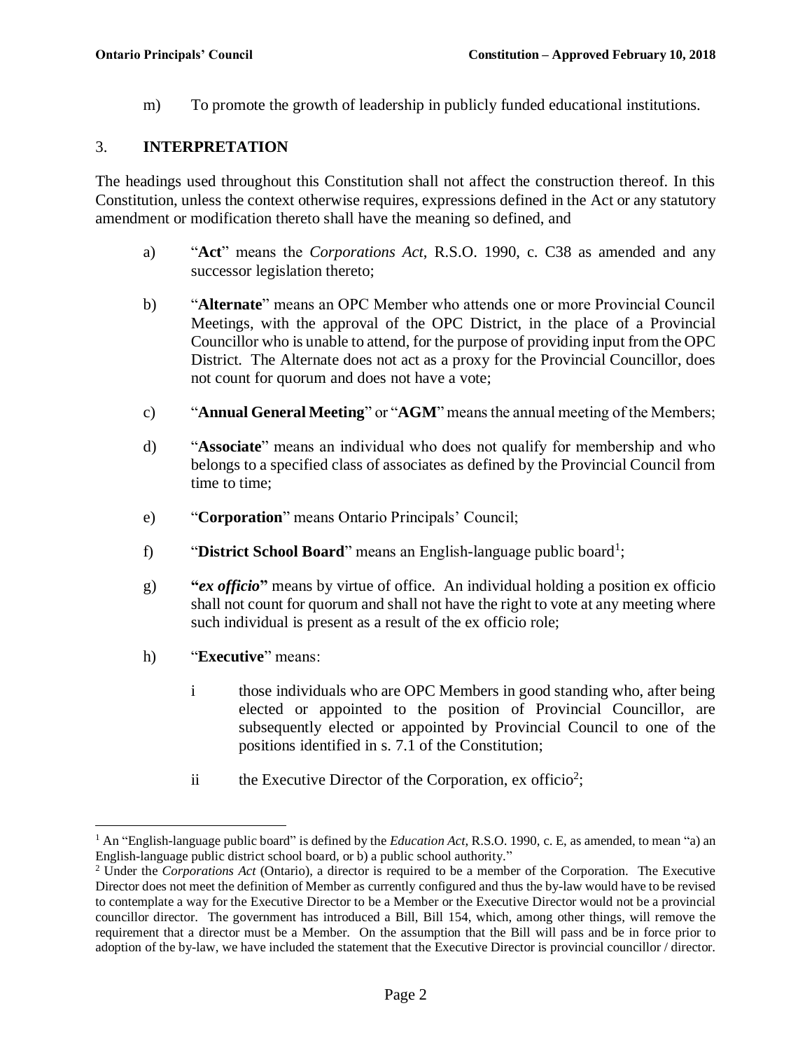m) To promote the growth of leadership in publicly funded educational institutions.

## 3. INTERPRETATION

The headings used throughout this Constitution shall not affect the construction thereof. In this Constitution, unless the context otherwise requires, expressions defined in the Act or any statutory amendment or modification thereto shall have the meaning so defined, and

a) "**Act**" means the *Corporations Act*, R.S.O. 1990, c. C38 as amended and any successor legislation thereto;

b) "**Alternate**" means an OPC Member who attends one or more Provincial Council Meetings, with the approval of the OPC District, in the place of a Provincial Councillor who is unable to attend, for the purpose of providing input from the OPC District. The Alternate does not act as a proxy for the Provincial Councillor, does not count for quorum and does not have a vote;

c) "**Annual General Meeting**" or "**AGM**" means the annual meeting of the Members;

d) "**Associate**" means an individual who does not qualify for membership and who belongs to a specified class of associates as defined by the Provincial Council from time to time;

e) "**Corporation**" means Ontario Principals' Council;

f) "**District School Board**" means an English-language public board[1];

g) **"*ex officio*"** means by virtue of office. An individual holding a position ex officio shall not count for quorum and shall not have the right to vote at any meeting where such individual is present as a result of the ex officio role;

h) "**Executive**" means:

   i those individuals who are OPC Members in good standing who, after being elected or appointed to the position of Provincial Councillor, are subsequently elected or appointed by Provincial Council to one of the positions identified in s. 7.1 of the Constitution;

   ii the Executive Director of the Corporation, ex officio[2];

---

[1] An "English-language public board" is defined by the *Education Act*, R.S.O. 1990, c. E, as amended, to mean "a) an English-language public district school board, or b) a public school authority."

[2] Under the *Corporations Act* (Ontario), a director is required to be a member of the Corporation. The Executive Director does not meet the definition of Member as currently configured and thus the by-law would have to be revised to contemplate a way for the Executive Director to be a Member or the Executive Director would not be a provincial councillor director. The government has introduced a Bill, Bill 154, which, among other things, will remove the requirement that a director must be a Member. On the assumption that the Bill will pass and be in force prior to adoption of the by-law, we have included the statement that the Executive Director is provincial councillor / director.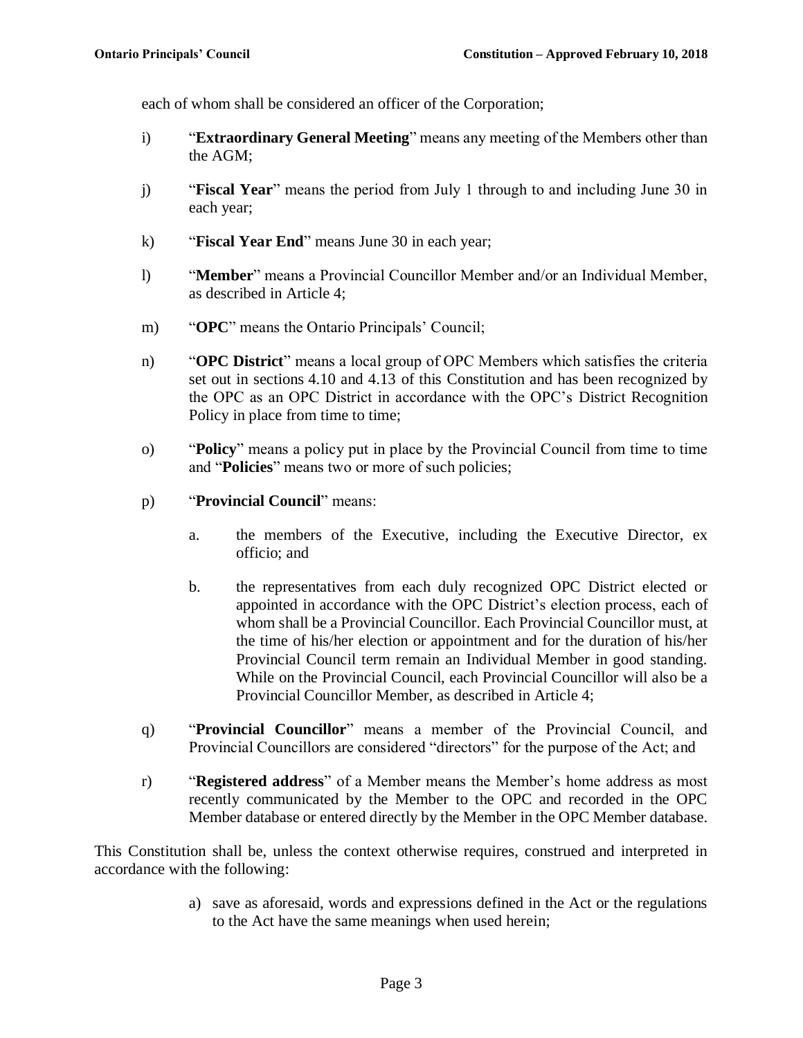each of whom shall be considered an officer of the Corporation;

i) "**Extraordinary General Meeting**" means any meeting of the Members other than the AGM;

j) "**Fiscal Year**" means the period from July 1 through to and including June 30 in each year;

k) "**Fiscal Year End**" means June 30 in each year;

l) "**Member**" means a Provincial Councillor Member and/or an Individual Member, as described in Article 4;

m) "**OPC**" means the Ontario Principals' Council;

n) "**OPC District**" means a local group of OPC Members which satisfies the criteria set out in sections 4.10 and 4.13 of this Constitution and has been recognized by the OPC as an OPC District in accordance with the OPC's District Recognition Policy in place from time to time;

o) "**Policy**" means a policy put in place by the Provincial Council from time to time and "**Policies**" means two or more of such policies;

p) "**Provincial Council**" means:

   a. the members of the Executive, including the Executive Director, ex officio; and

   b. the representatives from each duly recognized OPC District elected or appointed in accordance with the OPC District's election process, each of whom shall be a Provincial Councillor. Each Provincial Councillor must, at the time of his/her election or appointment and for the duration of his/her Provincial Council term remain an Individual Member in good standing. While on the Provincial Council, each Provincial Councillor will also be a Provincial Councillor Member, as described in Article 4;

q) "**Provincial Councillor**" means a member of the Provincial Council, and Provincial Councillors are considered "directors" for the purpose of the Act; and

r) "**Registered address**" of a Member means the Member's home address as most recently communicated by the Member to the OPC and recorded in the OPC Member database or entered directly by the Member in the OPC Member database.

This Constitution shall be, unless the context otherwise requires, construed and interpreted in accordance with the following:

a) save as aforesaid, words and expressions defined in the Act or the regulations to the Act have the same meanings when used herein;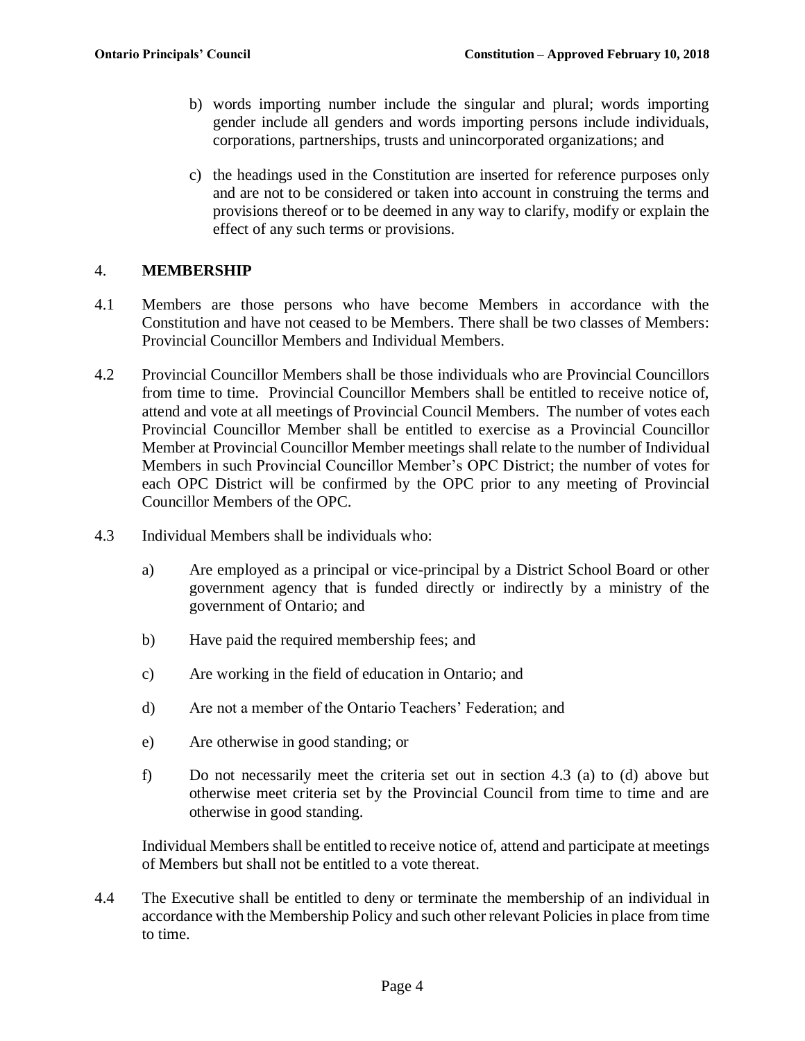b) words importing number include the singular and plural; words importing gender include all genders and words importing persons include individuals, corporations, partnerships, trusts and unincorporated organizations; and

c) the headings used in the Constitution are inserted for reference purposes only and are not to be considered or taken into account in construing the terms and provisions thereof or to be deemed in any way to clarify, modify or explain the effect of any such terms or provisions.

## 4. MEMBERSHIP

4.1 Members are those persons who have become Members in accordance with the Constitution and have not ceased to be Members. There shall be two classes of Members: Provincial Councillor Members and Individual Members.

4.2 Provincial Councillor Members shall be those individuals who are Provincial Councillors from time to time. Provincial Councillor Members shall be entitled to receive notice of, attend and vote at all meetings of Provincial Council Members. The number of votes each Provincial Councillor Member shall be entitled to exercise as a Provincial Councillor Member at Provincial Councillor Member meetings shall relate to the number of Individual Members in such Provincial Councillor Member's OPC District; the number of votes for each OPC District will be confirmed by the OPC prior to any meeting of Provincial Councillor Members of the OPC.

4.3 Individual Members shall be individuals who:

a) Are employed as a principal or vice-principal by a District School Board or other government agency that is funded directly or indirectly by a ministry of the government of Ontario; and

b) Have paid the required membership fees; and

c) Are working in the field of education in Ontario; and

d) Are not a member of the Ontario Teachers' Federation; and

e) Are otherwise in good standing; or

f) Do not necessarily meet the criteria set out in section 4.3 (a) to (d) above but otherwise meet criteria set by the Provincial Council from time to time and are otherwise in good standing.

Individual Members shall be entitled to receive notice of, attend and participate at meetings of Members but shall not be entitled to a vote thereat.

4.4 The Executive shall be entitled to deny or terminate the membership of an individual in accordance with the Membership Policy and such other relevant Policies in place from time to time.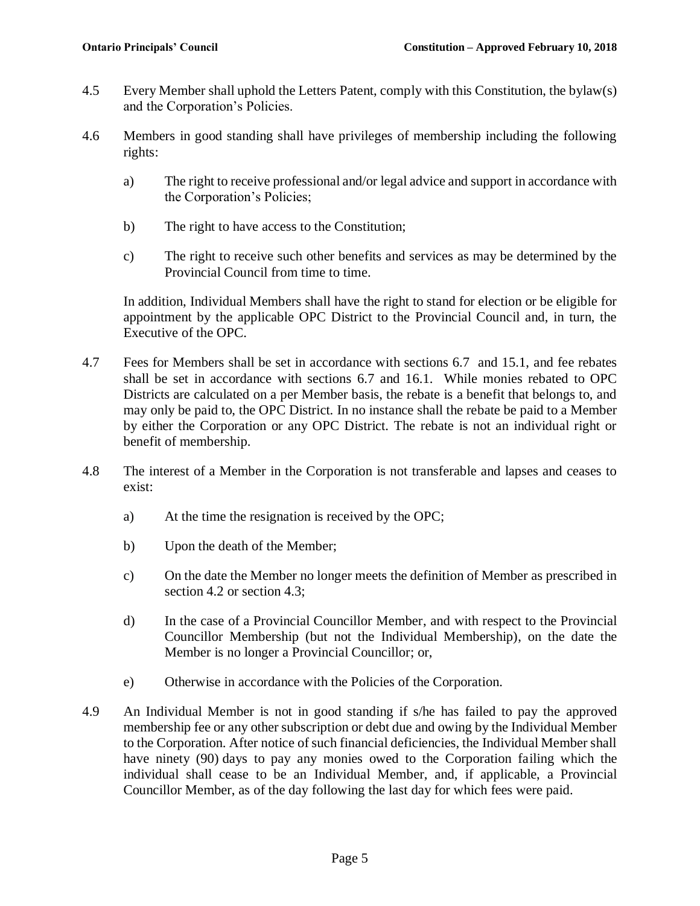4.5 Every Member shall uphold the Letters Patent, comply with this Constitution, the bylaw(s) and the Corporation's Policies.

4.6 Members in good standing shall have privileges of membership including the following rights:

  a) The right to receive professional and/or legal advice and support in accordance with the Corporation's Policies;

  b) The right to have access to the Constitution;

  c) The right to receive such other benefits and services as may be determined by the Provincial Council from time to time.

  In addition, Individual Members shall have the right to stand for election or be eligible for appointment by the applicable OPC District to the Provincial Council and, in turn, the Executive of the OPC.

4.7 Fees for Members shall be set in accordance with sections 6.7 and 15.1, and fee rebates shall be set in accordance with sections 6.7 and 16.1. While monies rebated to OPC Districts are calculated on a per Member basis, the rebate is a benefit that belongs to, and may only be paid to, the OPC District. In no instance shall the rebate be paid to a Member by either the Corporation or any OPC District. The rebate is not an individual right or benefit of membership.

4.8 The interest of a Member in the Corporation is not transferable and lapses and ceases to exist:

  a) At the time the resignation is received by the OPC;

  b) Upon the death of the Member;

  c) On the date the Member no longer meets the definition of Member as prescribed in section 4.2 or section 4.3;

  d) In the case of a Provincial Councillor Member, and with respect to the Provincial Councillor Membership (but not the Individual Membership), on the date the Member is no longer a Provincial Councillor; or,

  e) Otherwise in accordance with the Policies of the Corporation.

4.9 An Individual Member is not in good standing if s/he has failed to pay the approved membership fee or any other subscription or debt due and owing by the Individual Member to the Corporation. After notice of such financial deficiencies, the Individual Member shall have ninety (90) days to pay any monies owed to the Corporation failing which the individual shall cease to be an Individual Member, and, if applicable, a Provincial Councillor Member, as of the day following the last day for which fees were paid.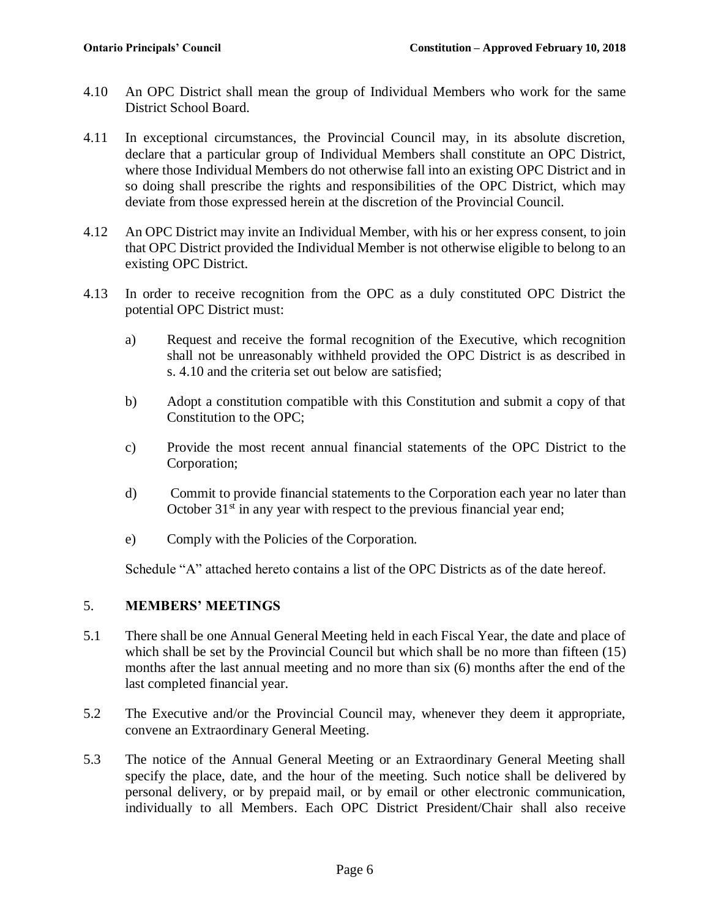4.10 An OPC District shall mean the group of Individual Members who work for the same District School Board.

4.11 In exceptional circumstances, the Provincial Council may, in its absolute discretion, declare that a particular group of Individual Members shall constitute an OPC District, where those Individual Members do not otherwise fall into an existing OPC District and in so doing shall prescribe the rights and responsibilities of the OPC District, which may deviate from those expressed herein at the discretion of the Provincial Council.

4.12 An OPC District may invite an Individual Member, with his or her express consent, to join that OPC District provided the Individual Member is not otherwise eligible to belong to an existing OPC District.

4.13 In order to receive recognition from the OPC as a duly constituted OPC District the potential OPC District must:

a) Request and receive the formal recognition of the Executive, which recognition shall not be unreasonably withheld provided the OPC District is as described in s. 4.10 and the criteria set out below are satisfied;

b) Adopt a constitution compatible with this Constitution and submit a copy of that Constitution to the OPC;

c) Provide the most recent annual financial statements of the OPC District to the Corporation;

d) Commit to provide financial statements to the Corporation each year no later than October 31st in any year with respect to the previous financial year end;

e) Comply with the Policies of the Corporation.

Schedule "A" attached hereto contains a list of the OPC Districts as of the date hereof.

## 5. MEMBERS' MEETINGS

5.1 There shall be one Annual General Meeting held in each Fiscal Year, the date and place of which shall be set by the Provincial Council but which shall be no more than fifteen (15) months after the last annual meeting and no more than six (6) months after the end of the last completed financial year.

5.2 The Executive and/or the Provincial Council may, whenever they deem it appropriate, convene an Extraordinary General Meeting.

5.3 The notice of the Annual General Meeting or an Extraordinary General Meeting shall specify the place, date, and the hour of the meeting. Such notice shall be delivered by personal delivery, or by prepaid mail, or by email or other electronic communication, individually to all Members. Each OPC District President/Chair shall also receive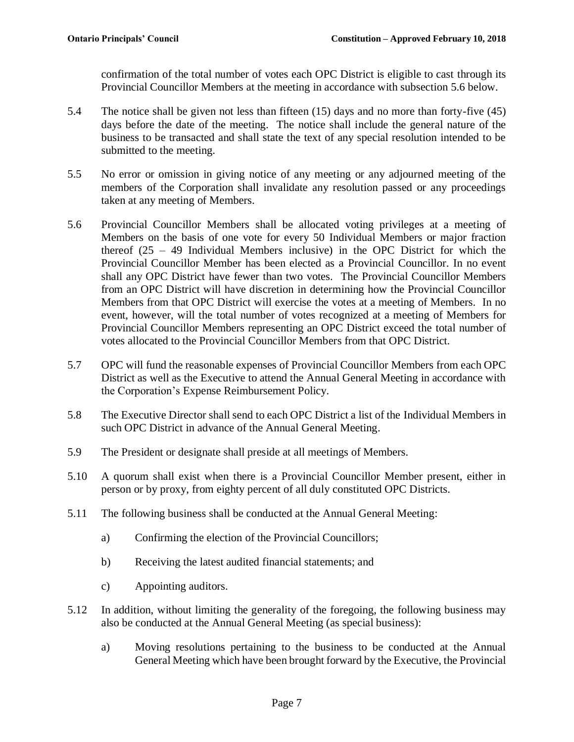confirmation of the total number of votes each OPC District is eligible to cast through its Provincial Councillor Members at the meeting in accordance with subsection 5.6 below.

5.4 The notice shall be given not less than fifteen (15) days and no more than forty-five (45) days before the date of the meeting. The notice shall include the general nature of the business to be transacted and shall state the text of any special resolution intended to be submitted to the meeting.

5.5 No error or omission in giving notice of any meeting or any adjourned meeting of the members of the Corporation shall invalidate any resolution passed or any proceedings taken at any meeting of Members.

5.6 Provincial Councillor Members shall be allocated voting privileges at a meeting of Members on the basis of one vote for every 50 Individual Members or major fraction thereof (25 – 49 Individual Members inclusive) in the OPC District for which the Provincial Councillor Member has been elected as a Provincial Councillor. In no event shall any OPC District have fewer than two votes. The Provincial Councillor Members from an OPC District will have discretion in determining how the Provincial Councillor Members from that OPC District will exercise the votes at a meeting of Members. In no event, however, will the total number of votes recognized at a meeting of Members for Provincial Councillor Members representing an OPC District exceed the total number of votes allocated to the Provincial Councillor Members from that OPC District.

5.7 OPC will fund the reasonable expenses of Provincial Councillor Members from each OPC District as well as the Executive to attend the Annual General Meeting in accordance with the Corporation's Expense Reimbursement Policy.

5.8 The Executive Director shall send to each OPC District a list of the Individual Members in such OPC District in advance of the Annual General Meeting.

5.9 The President or designate shall preside at all meetings of Members.

5.10 A quorum shall exist when there is a Provincial Councillor Member present, either in person or by proxy, from eighty percent of all duly constituted OPC Districts.

5.11 The following business shall be conducted at the Annual General Meeting:

a) Confirming the election of the Provincial Councillors;

b) Receiving the latest audited financial statements; and

c) Appointing auditors.

5.12 In addition, without limiting the generality of the foregoing, the following business may also be conducted at the Annual General Meeting (as special business):

a) Moving resolutions pertaining to the business to be conducted at the Annual General Meeting which have been brought forward by the Executive, the Provincial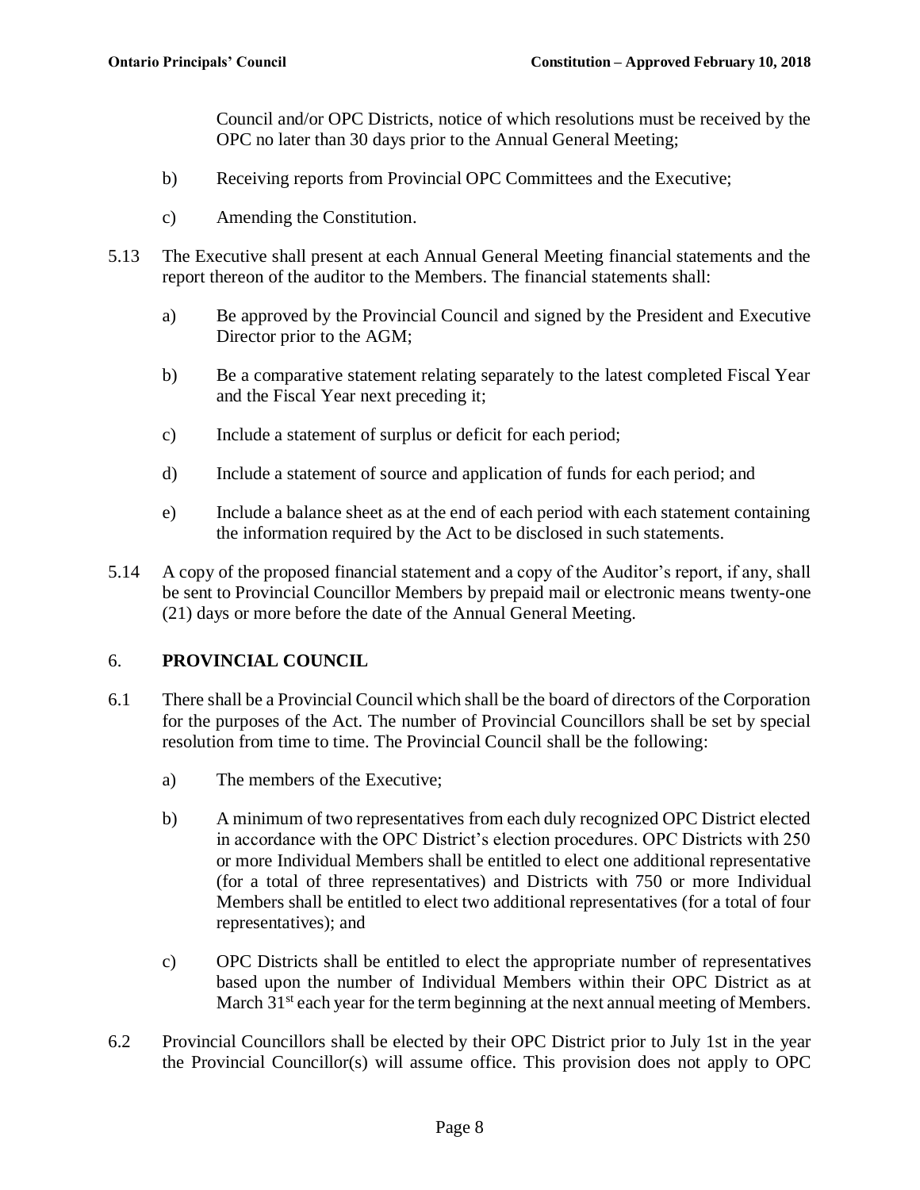Council and/or OPC Districts, notice of which resolutions must be received by the OPC no later than 30 days prior to the Annual General Meeting;

b) Receiving reports from Provincial OPC Committees and the Executive;

c) Amending the Constitution.

5.13 The Executive shall present at each Annual General Meeting financial statements and the report thereon of the auditor to the Members. The financial statements shall:

a) Be approved by the Provincial Council and signed by the President and Executive Director prior to the AGM;

b) Be a comparative statement relating separately to the latest completed Fiscal Year and the Fiscal Year next preceding it;

c) Include a statement of surplus or deficit for each period;

d) Include a statement of source and application of funds for each period; and

e) Include a balance sheet as at the end of each period with each statement containing the information required by the Act to be disclosed in such statements.

5.14 A copy of the proposed financial statement and a copy of the Auditor's report, if any, shall be sent to Provincial Councillor Members by prepaid mail or electronic means twenty-one (21) days or more before the date of the Annual General Meeting.

## 6. PROVINCIAL COUNCIL

6.1 There shall be a Provincial Council which shall be the board of directors of the Corporation for the purposes of the Act. The number of Provincial Councillors shall be set by special resolution from time to time. The Provincial Council shall be the following:

a) The members of the Executive;

b) A minimum of two representatives from each duly recognized OPC District elected in accordance with the OPC District's election procedures. OPC Districts with 250 or more Individual Members shall be entitled to elect one additional representative (for a total of three representatives) and Districts with 750 or more Individual Members shall be entitled to elect two additional representatives (for a total of four representatives); and

c) OPC Districts shall be entitled to elect the appropriate number of representatives based upon the number of Individual Members within their OPC District as at March 31st each year for the term beginning at the next annual meeting of Members.

6.2 Provincial Councillors shall be elected by their OPC District prior to July 1st in the year the Provincial Councillor(s) will assume office. This provision does not apply to OPC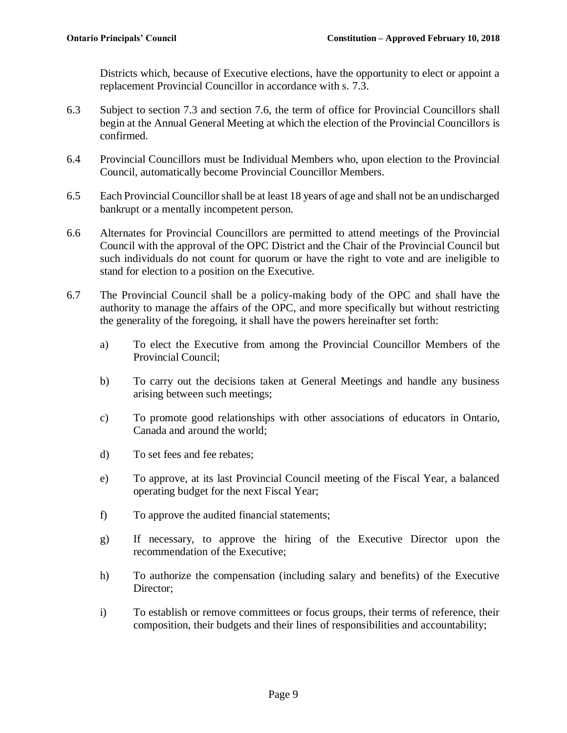Districts which, because of Executive elections, have the opportunity to elect or appoint a replacement Provincial Councillor in accordance with s. 7.3.

6.3 Subject to section 7.3 and section 7.6, the term of office for Provincial Councillors shall begin at the Annual General Meeting at which the election of the Provincial Councillors is confirmed.

6.4 Provincial Councillors must be Individual Members who, upon election to the Provincial Council, automatically become Provincial Councillor Members.

6.5 Each Provincial Councillor shall be at least 18 years of age and shall not be an undischarged bankrupt or a mentally incompetent person.

6.6 Alternates for Provincial Councillors are permitted to attend meetings of the Provincial Council with the approval of the OPC District and the Chair of the Provincial Council but such individuals do not count for quorum or have the right to vote and are ineligible to stand for election to a position on the Executive.

6.7 The Provincial Council shall be a policy-making body of the OPC and shall have the authority to manage the affairs of the OPC, and more specifically but without restricting the generality of the foregoing, it shall have the powers hereinafter set forth:

a) To elect the Executive from among the Provincial Councillor Members of the Provincial Council;

b) To carry out the decisions taken at General Meetings and handle any business arising between such meetings;

c) To promote good relationships with other associations of educators in Ontario, Canada and around the world;

d) To set fees and fee rebates;

e) To approve, at its last Provincial Council meeting of the Fiscal Year, a balanced operating budget for the next Fiscal Year;

f) To approve the audited financial statements;

g) If necessary, to approve the hiring of the Executive Director upon the recommendation of the Executive;

h) To authorize the compensation (including salary and benefits) of the Executive Director;

i) To establish or remove committees or focus groups, their terms of reference, their composition, their budgets and their lines of responsibilities and accountability;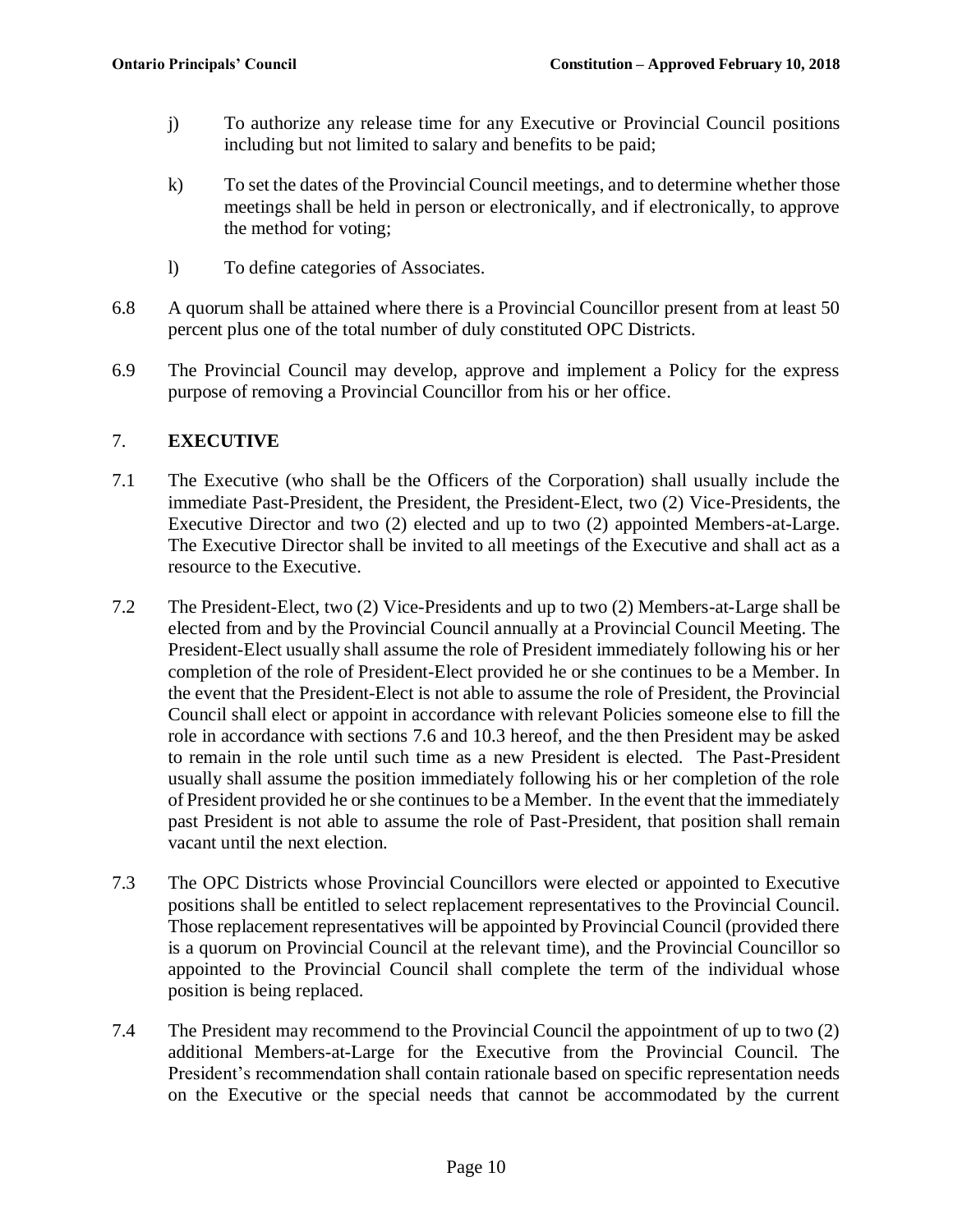j) To authorize any release time for any Executive or Provincial Council positions including but not limited to salary and benefits to be paid;

k) To set the dates of the Provincial Council meetings, and to determine whether those meetings shall be held in person or electronically, and if electronically, to approve the method for voting;

l) To define categories of Associates.

6.8 A quorum shall be attained where there is a Provincial Councillor present from at least 50 percent plus one of the total number of duly constituted OPC Districts.

6.9 The Provincial Council may develop, approve and implement a Policy for the express purpose of removing a Provincial Councillor from his or her office.

## 7. EXECUTIVE

7.1 The Executive (who shall be the Officers of the Corporation) shall usually include the immediate Past-President, the President, the President-Elect, two (2) Vice-Presidents, the Executive Director and two (2) elected and up to two (2) appointed Members-at-Large. The Executive Director shall be invited to all meetings of the Executive and shall act as a resource to the Executive.

7.2 The President-Elect, two (2) Vice-Presidents and up to two (2) Members-at-Large shall be elected from and by the Provincial Council annually at a Provincial Council Meeting. The President-Elect usually shall assume the role of President immediately following his or her completion of the role of President-Elect provided he or she continues to be a Member. In the event that the President-Elect is not able to assume the role of President, the Provincial Council shall elect or appoint in accordance with relevant Policies someone else to fill the role in accordance with sections 7.6 and 10.3 hereof, and the then President may be asked to remain in the role until such time as a new President is elected. The Past-President usually shall assume the position immediately following his or her completion of the role of President provided he or she continues to be a Member. In the event that the immediately past President is not able to assume the role of Past-President, that position shall remain vacant until the next election.

7.3 The OPC Districts whose Provincial Councillors were elected or appointed to Executive positions shall be entitled to select replacement representatives to the Provincial Council. Those replacement representatives will be appointed by Provincial Council (provided there is a quorum on Provincial Council at the relevant time), and the Provincial Councillor so appointed to the Provincial Council shall complete the term of the individual whose position is being replaced.

7.4 The President may recommend to the Provincial Council the appointment of up to two (2) additional Members-at-Large for the Executive from the Provincial Council. The President's recommendation shall contain rationale based on specific representation needs on the Executive or the special needs that cannot be accommodated by the current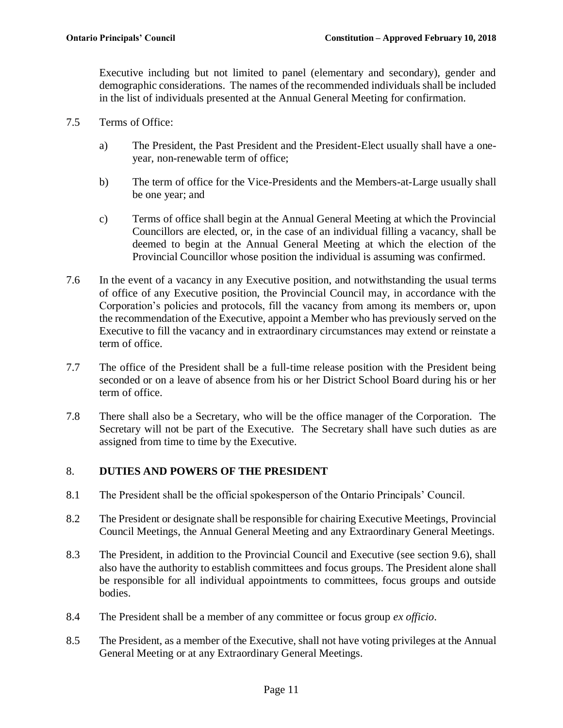Executive including but not limited to panel (elementary and secondary), gender and demographic considerations. The names of the recommended individuals shall be included in the list of individuals presented at the Annual General Meeting for confirmation.

7.5 Terms of Office:

a) The President, the Past President and the President-Elect usually shall have a one-year, non-renewable term of office;

b) The term of office for the Vice-Presidents and the Members-at-Large usually shall be one year; and

c) Terms of office shall begin at the Annual General Meeting at which the Provincial Councillors are elected, or, in the case of an individual filling a vacancy, shall be deemed to begin at the Annual General Meeting at which the election of the Provincial Councillor whose position the individual is assuming was confirmed.

7.6 In the event of a vacancy in any Executive position, and notwithstanding the usual terms of office of any Executive position, the Provincial Council may, in accordance with the Corporation's policies and protocols, fill the vacancy from among its members or, upon the recommendation of the Executive, appoint a Member who has previously served on the Executive to fill the vacancy and in extraordinary circumstances may extend or reinstate a term of office.

7.7 The office of the President shall be a full-time release position with the President being seconded or on a leave of absence from his or her District School Board during his or her term of office.

7.8 There shall also be a Secretary, who will be the office manager of the Corporation. The Secretary will not be part of the Executive. The Secretary shall have such duties as are assigned from time to time by the Executive.

## 8. DUTIES AND POWERS OF THE PRESIDENT

8.1 The President shall be the official spokesperson of the Ontario Principals' Council.

8.2 The President or designate shall be responsible for chairing Executive Meetings, Provincial Council Meetings, the Annual General Meeting and any Extraordinary General Meetings.

8.3 The President, in addition to the Provincial Council and Executive (see section 9.6), shall also have the authority to establish committees and focus groups. The President alone shall be responsible for all individual appointments to committees, focus groups and outside bodies.

8.4 The President shall be a member of any committee or focus group *ex officio*.

8.5 The President, as a member of the Executive, shall not have voting privileges at the Annual General Meeting or at any Extraordinary General Meetings.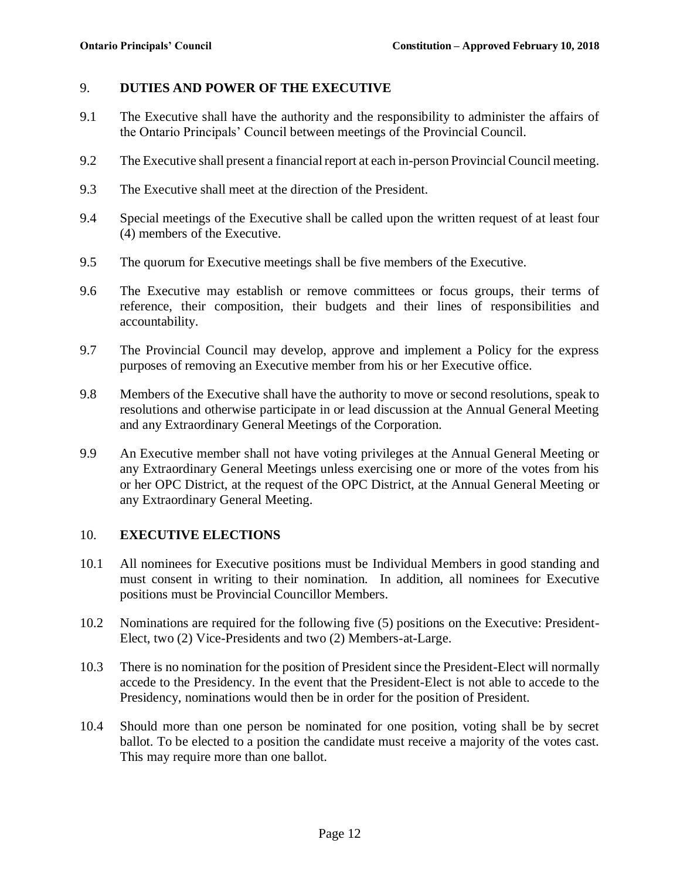## 9. DUTIES AND POWER OF THE EXECUTIVE

9.1 The Executive shall have the authority and the responsibility to administer the affairs of the Ontario Principals' Council between meetings of the Provincial Council.

9.2 The Executive shall present a financial report at each in-person Provincial Council meeting.

9.3 The Executive shall meet at the direction of the President.

9.4 Special meetings of the Executive shall be called upon the written request of at least four (4) members of the Executive.

9.5 The quorum for Executive meetings shall be five members of the Executive.

9.6 The Executive may establish or remove committees or focus groups, their terms of reference, their composition, their budgets and their lines of responsibilities and accountability.

9.7 The Provincial Council may develop, approve and implement a Policy for the express purposes of removing an Executive member from his or her Executive office.

9.8 Members of the Executive shall have the authority to move or second resolutions, speak to resolutions and otherwise participate in or lead discussion at the Annual General Meeting and any Extraordinary General Meetings of the Corporation.

9.9 An Executive member shall not have voting privileges at the Annual General Meeting or any Extraordinary General Meetings unless exercising one or more of the votes from his or her OPC District, at the request of the OPC District, at the Annual General Meeting or any Extraordinary General Meeting.

## 10. EXECUTIVE ELECTIONS

10.1 All nominees for Executive positions must be Individual Members in good standing and must consent in writing to their nomination. In addition, all nominees for Executive positions must be Provincial Councillor Members.

10.2 Nominations are required for the following five (5) positions on the Executive: President-Elect, two (2) Vice-Presidents and two (2) Members-at-Large.

10.3 There is no nomination for the position of President since the President-Elect will normally accede to the Presidency. In the event that the President-Elect is not able to accede to the Presidency, nominations would then be in order for the position of President.

10.4 Should more than one person be nominated for one position, voting shall be by secret ballot. To be elected to a position the candidate must receive a majority of the votes cast. This may require more than one ballot.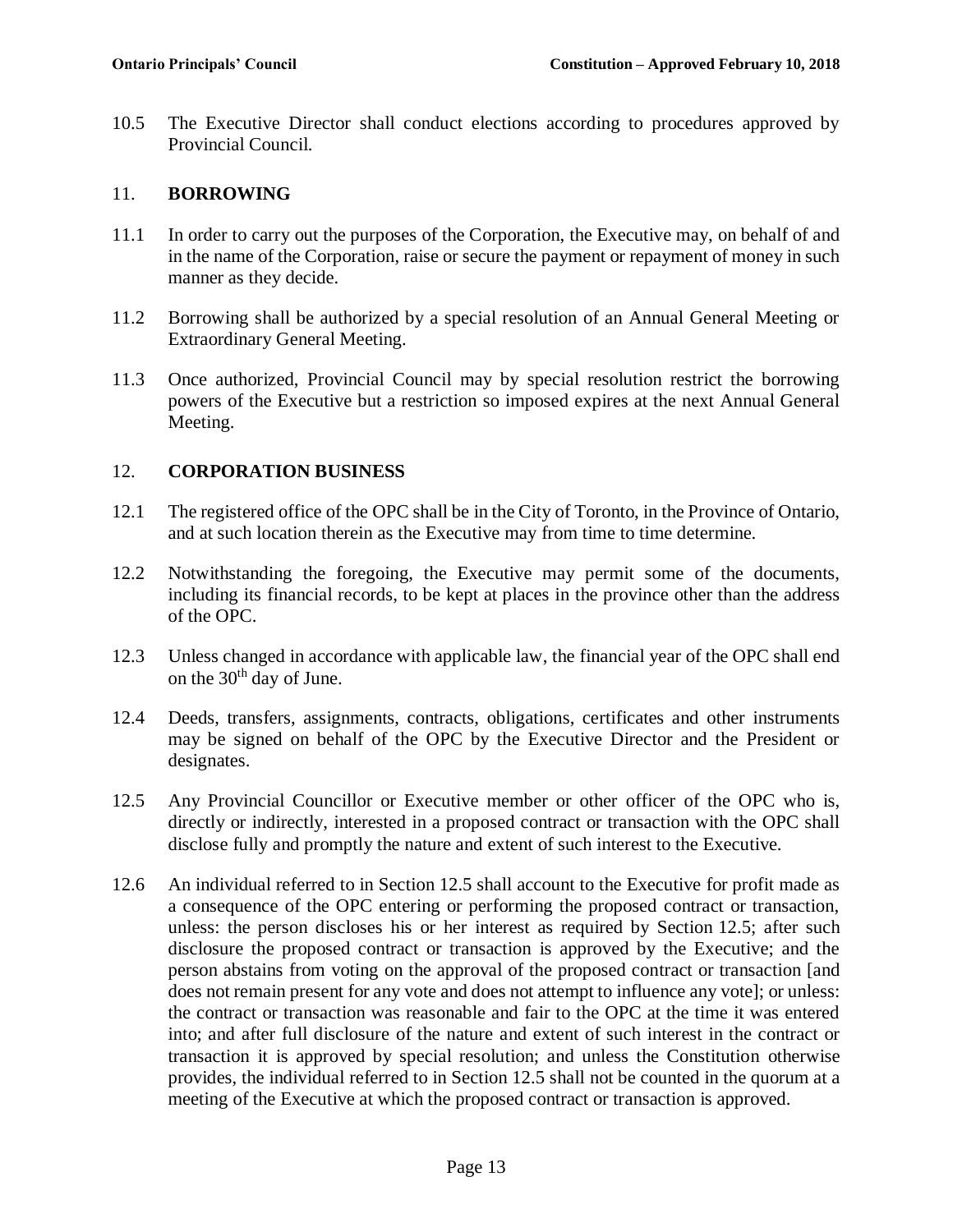10.5 The Executive Director shall conduct elections according to procedures approved by Provincial Council.

## 11. BORROWING

11.1 In order to carry out the purposes of the Corporation, the Executive may, on behalf of and in the name of the Corporation, raise or secure the payment or repayment of money in such manner as they decide.

11.2 Borrowing shall be authorized by a special resolution of an Annual General Meeting or Extraordinary General Meeting.

11.3 Once authorized, Provincial Council may by special resolution restrict the borrowing powers of the Executive but a restriction so imposed expires at the next Annual General Meeting.

## 12. CORPORATION BUSINESS

12.1 The registered office of the OPC shall be in the City of Toronto, in the Province of Ontario, and at such location therein as the Executive may from time to time determine.

12.2 Notwithstanding the foregoing, the Executive may permit some of the documents, including its financial records, to be kept at places in the province other than the address of the OPC.

12.3 Unless changed in accordance with applicable law, the financial year of the OPC shall end on the 30th day of June.

12.4 Deeds, transfers, assignments, contracts, obligations, certificates and other instruments may be signed on behalf of the OPC by the Executive Director and the President or designates.

12.5 Any Provincial Councillor or Executive member or other officer of the OPC who is, directly or indirectly, interested in a proposed contract or transaction with the OPC shall disclose fully and promptly the nature and extent of such interest to the Executive.

12.6 An individual referred to in Section 12.5 shall account to the Executive for profit made as a consequence of the OPC entering or performing the proposed contract or transaction, unless: the person discloses his or her interest as required by Section 12.5; after such disclosure the proposed contract or transaction is approved by the Executive; and the person abstains from voting on the approval of the proposed contract or transaction [and does not remain present for any vote and does not attempt to influence any vote]; or unless: the contract or transaction was reasonable and fair to the OPC at the time it was entered into; and after full disclosure of the nature and extent of such interest in the contract or transaction it is approved by special resolution; and unless the Constitution otherwise provides, the individual referred to in Section 12.5 shall not be counted in the quorum at a meeting of the Executive at which the proposed contract or transaction is approved.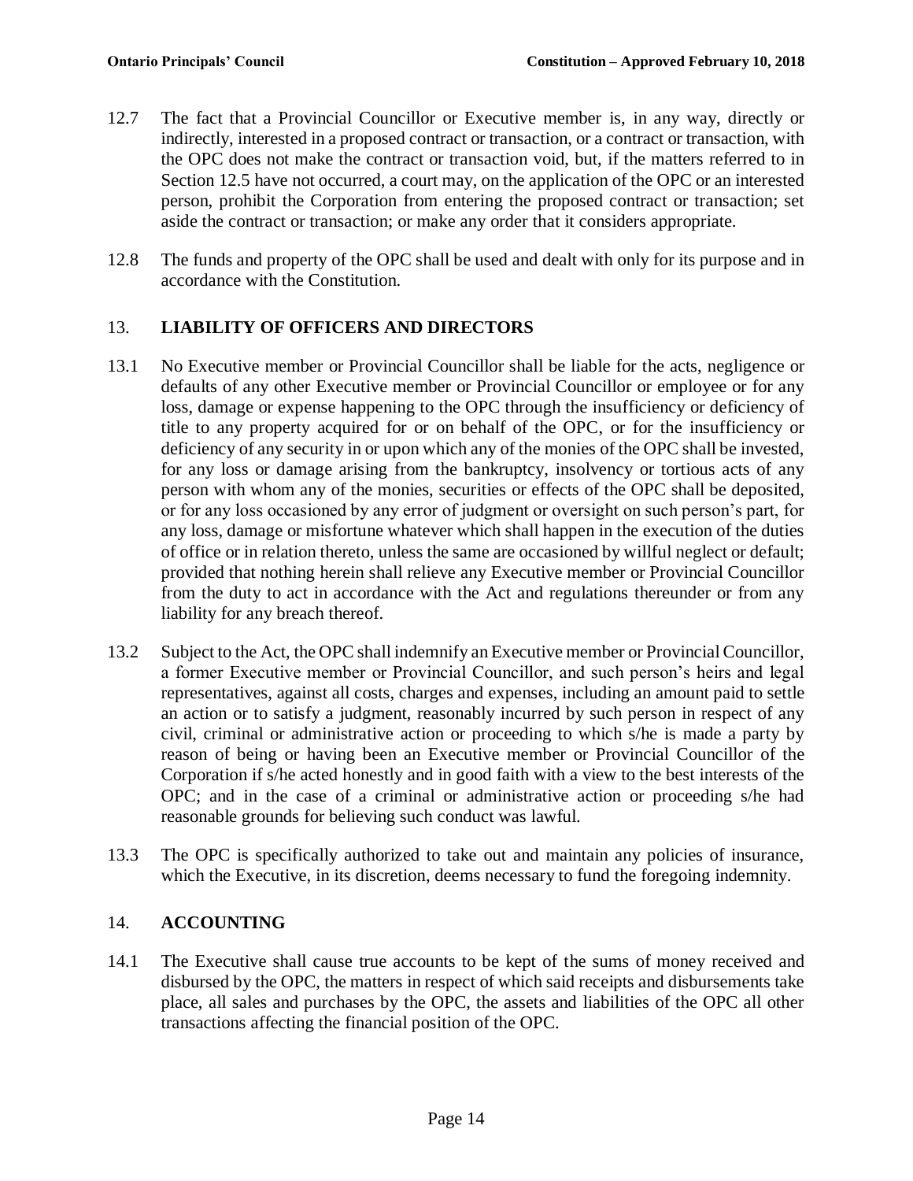12.7 The fact that a Provincial Councillor or Executive member is, in any way, directly or indirectly, interested in a proposed contract or transaction, or a contract or transaction, with the OPC does not make the contract or transaction void, but, if the matters referred to in Section 12.5 have not occurred, a court may, on the application of the OPC or an interested person, prohibit the Corporation from entering the proposed contract or transaction; set aside the contract or transaction; or make any order that it considers appropriate.

12.8 The funds and property of the OPC shall be used and dealt with only for its purpose and in accordance with the Constitution.

## 13. LIABILITY OF OFFICERS AND DIRECTORS

13.1 No Executive member or Provincial Councillor shall be liable for the acts, negligence or defaults of any other Executive member or Provincial Councillor or employee or for any loss, damage or expense happening to the OPC through the insufficiency or deficiency of title to any property acquired for or on behalf of the OPC, or for the insufficiency or deficiency of any security in or upon which any of the monies of the OPC shall be invested, for any loss or damage arising from the bankruptcy, insolvency or tortious acts of any person with whom any of the monies, securities or effects of the OPC shall be deposited, or for any loss occasioned by any error of judgment or oversight on such person's part, for any loss, damage or misfortune whatever which shall happen in the execution of the duties of office or in relation thereto, unless the same are occasioned by willful neglect or default; provided that nothing herein shall relieve any Executive member or Provincial Councillor from the duty to act in accordance with the Act and regulations thereunder or from any liability for any breach thereof.

13.2 Subject to the Act, the OPC shall indemnify an Executive member or Provincial Councillor, a former Executive member or Provincial Councillor, and such person's heirs and legal representatives, against all costs, charges and expenses, including an amount paid to settle an action or to satisfy a judgment, reasonably incurred by such person in respect of any civil, criminal or administrative action or proceeding to which s/he is made a party by reason of being or having been an Executive member or Provincial Councillor of the Corporation if s/he acted honestly and in good faith with a view to the best interests of the OPC; and in the case of a criminal or administrative action or proceeding s/he had reasonable grounds for believing such conduct was lawful.

13.3 The OPC is specifically authorized to take out and maintain any policies of insurance, which the Executive, in its discretion, deems necessary to fund the foregoing indemnity.

## 14. ACCOUNTING

14.1 The Executive shall cause true accounts to be kept of the sums of money received and disbursed by the OPC, the matters in respect of which said receipts and disbursements take place, all sales and purchases by the OPC, the assets and liabilities of the OPC all other transactions affecting the financial position of the OPC.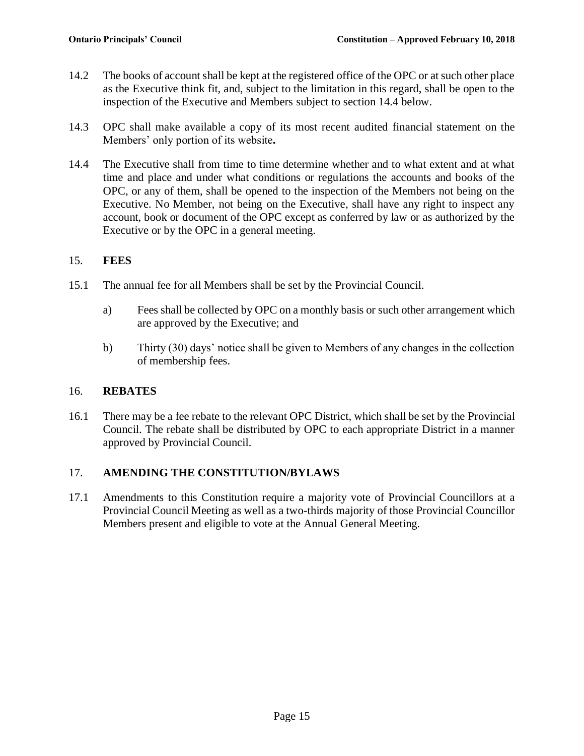14.2 The books of account shall be kept at the registered office of the OPC or at such other place as the Executive think fit, and, subject to the limitation in this regard, shall be open to the inspection of the Executive and Members subject to section 14.4 below.

14.3 OPC shall make available a copy of its most recent audited financial statement on the Members' only portion of its website**.**

14.4 The Executive shall from time to time determine whether and to what extent and at what time and place and under what conditions or regulations the accounts and books of the OPC, or any of them, shall be opened to the inspection of the Members not being on the Executive. No Member, not being on the Executive, shall have any right to inspect any account, book or document of the OPC except as conferred by law or as authorized by the Executive or by the OPC in a general meeting.

## 15. FEES

15.1 The annual fee for all Members shall be set by the Provincial Council.

- a) Fees shall be collected by OPC on a monthly basis or such other arrangement which are approved by the Executive; and
- b) Thirty (30) days' notice shall be given to Members of any changes in the collection of membership fees.

## 16. REBATES

16.1 There may be a fee rebate to the relevant OPC District, which shall be set by the Provincial Council. The rebate shall be distributed by OPC to each appropriate District in a manner approved by Provincial Council.

## 17. AMENDING THE CONSTITUTION/BYLAWS

17.1 Amendments to this Constitution require a majority vote of Provincial Councillors at a Provincial Council Meeting as well as a two-thirds majority of those Provincial Councillor Members present and eligible to vote at the Annual General Meeting.